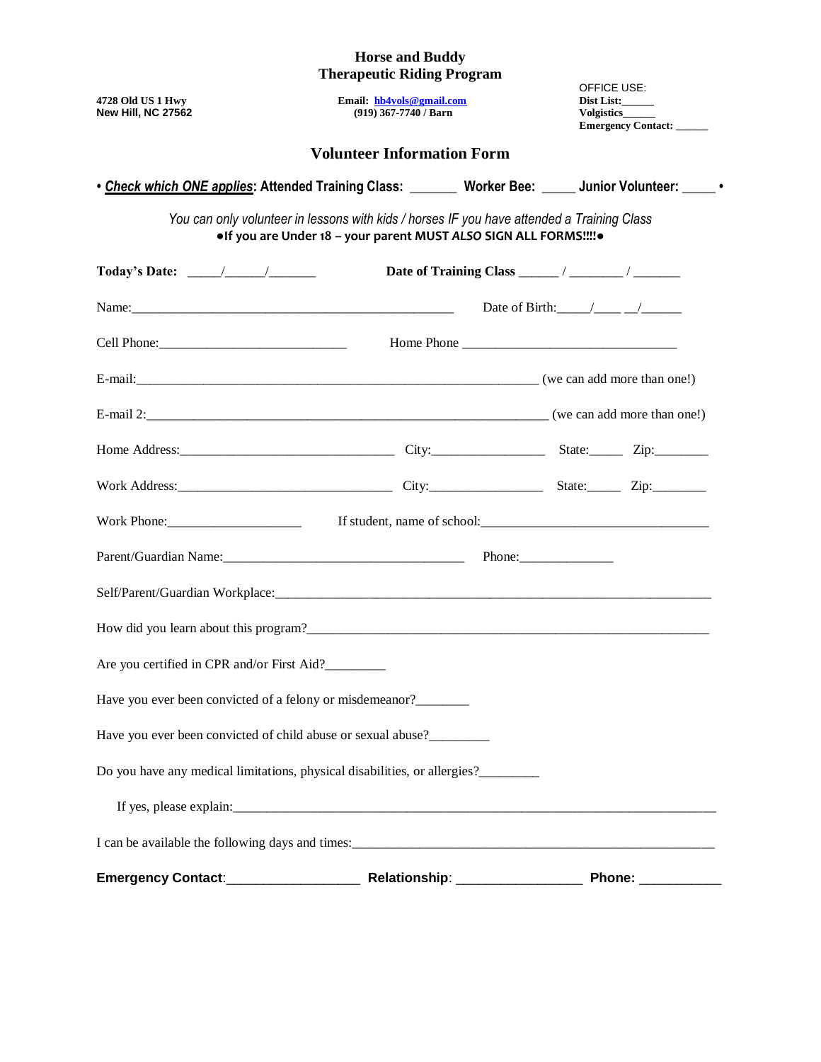# Horse and Buddy
# Therapeutic Riding Program

**4728 Old US 1 Hwy**
**New Hill, NC 27562**

**Email: [hb4vols@gmail.com](mailto:hb4vols@gmail.com)**
**(919) 367-7740 / Barn**

OFFICE USE:
**Dist List:______**
**Volgistics______**
**Emergency Contact: ______**

## Volunteer Information Form

**• *Check which ONE applies*: Attended Training Class: _______ Worker Bee: _____ Junior Volunteer: _____ •**

*You can only volunteer in lessons with kids / horses IF you have attended a Training Class*

**●If you are Under 18 – your parent MUST *ALSO* SIGN ALL FORMS!!!!●**

**Today's Date:** _____/______/_______ **Date of Training Class** ______ / ________ / _______

Name:_________________________________________________ Date of Birth:_____/____ __/______

Cell Phone:____________________________ Home Phone ________________________________

E-mail:____________________________________________________________ (we can add more than one!)

E-mail 2:____________________________________________________________ (we can add more than one!)

Home Address:________________________________ City:_________________ State:_____ Zip:________

Work Address:________________________________ City:_________________ State:_____ Zip:________

Work Phone:____________________ If student, name of school:__________________________________

Parent/Guardian Name:____________________________________ Phone:______________

Self/Parent/Guardian Workplace:__________________________________________________________________

How did you learn about this program?____________________________________________________________

Are you certified in CPR and/or First Aid?_________

Have you ever been convicted of a felony or misdemeanor?________

Have you ever been convicted of child abuse or sexual abuse?_________

Do you have any medical limitations, physical disabilities, or allergies?_________

If yes, please explain:______________________________________________________________________

I can be available the following days and times:_______________________________________________________

**Emergency Contact**:__________________ **Relationship**: _________________ **Phone:** ___________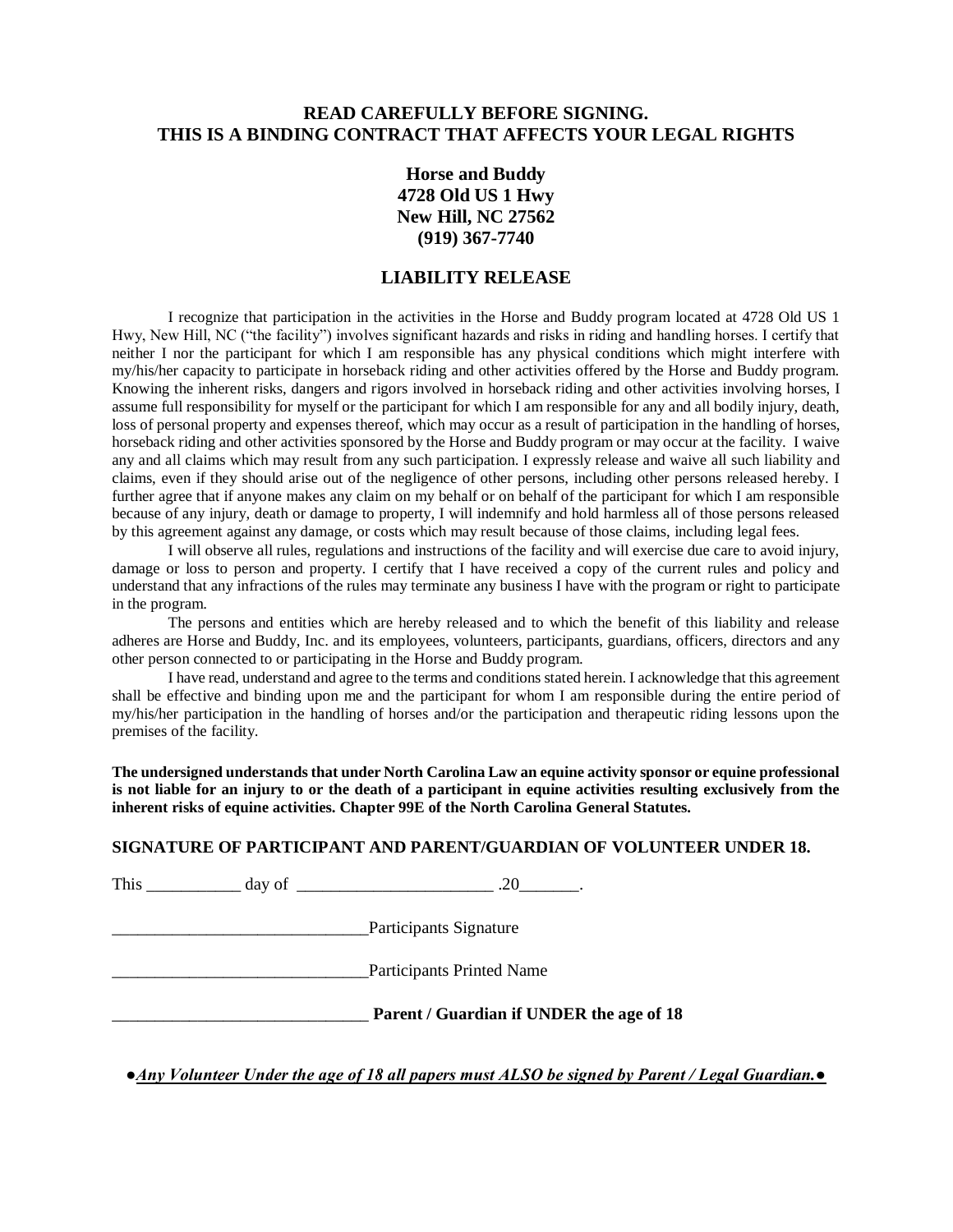**READ CAREFULLY BEFORE SIGNING.**
**THIS IS A BINDING CONTRACT THAT AFFECTS YOUR LEGAL RIGHTS**

**Horse and Buddy**
**4728 Old US 1 Hwy**
**New Hill, NC 27562**
**(919) 367-7740**

## LIABILITY RELEASE

I recognize that participation in the activities in the Horse and Buddy program located at 4728 Old US 1 Hwy, New Hill, NC ("the facility") involves significant hazards and risks in riding and handling horses. I certify that neither I nor the participant for which I am responsible has any physical conditions which might interfere with my/his/her capacity to participate in horseback riding and other activities offered by the Horse and Buddy program. Knowing the inherent risks, dangers and rigors involved in horseback riding and other activities involving horses, I assume full responsibility for myself or the participant for which I am responsible for any and all bodily injury, death, loss of personal property and expenses thereof, which may occur as a result of participation in the handling of horses, horseback riding and other activities sponsored by the Horse and Buddy program or may occur at the facility. I waive any and all claims which may result from any such participation. I expressly release and waive all such liability and claims, even if they should arise out of the negligence of other persons, including other persons released hereby. I further agree that if anyone makes any claim on my behalf or on behalf of the participant for which I am responsible because of any injury, death or damage to property, I will indemnify and hold harmless all of those persons released by this agreement against any damage, or costs which may result because of those claims, including legal fees.

I will observe all rules, regulations and instructions of the facility and will exercise due care to avoid injury, damage or loss to person and property. I certify that I have received a copy of the current rules and policy and understand that any infractions of the rules may terminate any business I have with the program or right to participate in the program.

The persons and entities which are hereby released and to which the benefit of this liability and release adheres are Horse and Buddy, Inc. and its employees, volunteers, participants, guardians, officers, directors and any other person connected to or participating in the Horse and Buddy program.

I have read, understand and agree to the terms and conditions stated herein. I acknowledge that this agreement shall be effective and binding upon me and the participant for whom I am responsible during the entire period of my/his/her participation in the handling of horses and/or the participation and therapeutic riding lessons upon the premises of the facility.

**The undersigned understands that under North Carolina Law an equine activity sponsor or equine professional is not liable for an injury to or the death of a participant in equine activities resulting exclusively from the inherent risks of equine activities. Chapter 99E of the North Carolina General Statutes.**

**SIGNATURE OF PARTICIPANT AND PARENT/GUARDIAN OF VOLUNTEER UNDER 18.**

This ___________ day of _______________________ .20_______.

______________________________Participants Signature

______________________________Participants Printed Name

______________________________ **Parent / Guardian if UNDER the age of 18**

●***Any Volunteer Under the age of 18 all papers must ALSO be signed by Parent / Legal Guardian.***●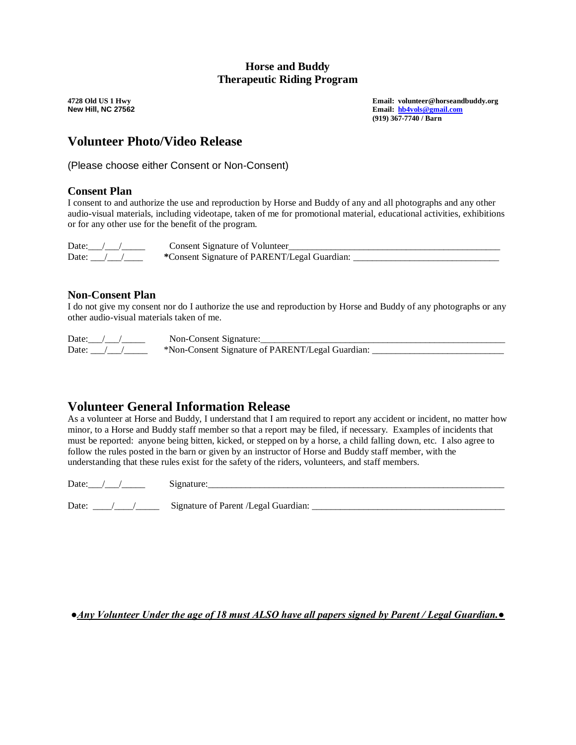**Horse and Buddy**
**Therapeutic Riding Program**

**4728 Old US 1 Hwy**
**New Hill, NC 27562**

**Email: volunteer@horseandbuddy.org**
**Email: hb4vols@gmail.com**
**(919) 367-7740 / Barn**

## Volunteer Photo/Video Release

(Please choose either Consent or Non-Consent)

### Consent Plan

I consent to and authorize the use and reproduction by Horse and Buddy of any and all photographs and any other audio-visual materials, including videotape, taken of me for promotional material, educational activities, exhibitions or for any other use for the benefit of the program.

Date:___/___/_____ Consent Signature of Volunteer_______________________________________________

Date: ___/___/____ ***Consent Signature of PARENT/Legal Guardian: _______________________________

### Non-Consent Plan

I do not give my consent nor do I authorize the use and reproduction by Horse and Buddy of any photographs or any other audio-visual materials taken of me.

Date:___/___/_____ Non-Consent Signature:_____________________________________________________

Date: ___/___/_____ *Non-Consent Signature of PARENT/Legal Guardian: ___________________________

## Volunteer General Information Release

As a volunteer at Horse and Buddy, I understand that I am required to report any accident or incident, no matter how minor, to a Horse and Buddy staff member so that a report may be filed, if necessary. Examples of incidents that must be reported: anyone being bitten, kicked, or stepped on by a horse, a child falling down, etc. I also agree to follow the rules posted in the barn or given by an instructor of Horse and Buddy staff member, with the understanding that these rules exist for the safety of the riders, volunteers, and staff members.

Date:___/___/_____ Signature:___________________________________________________________________

Date: ____/____/_____ Signature of Parent /Legal Guardian: _________________________________________

●***Any Volunteer Under the age of 18 must ALSO have all papers signed by Parent / Legal Guardian.***●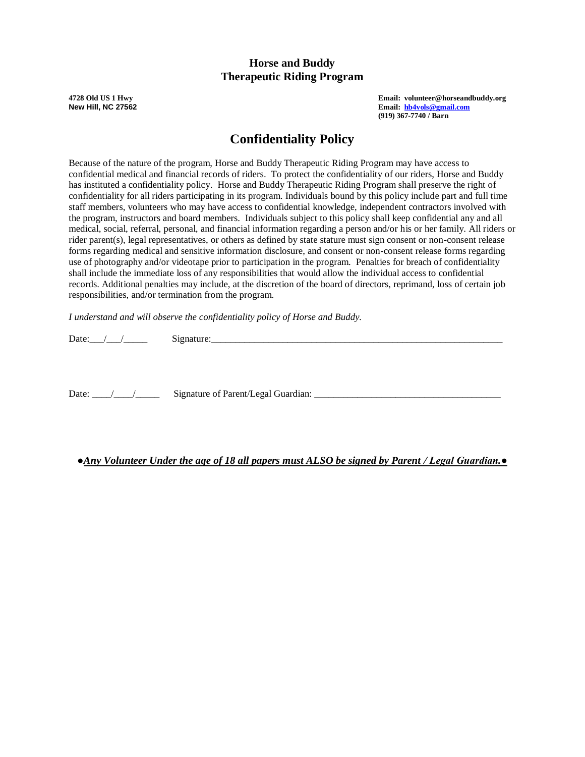**Horse and Buddy**
**Therapeutic Riding Program**

**4728 Old US 1 Hwy**
**New Hill, NC 27562**

**Email: volunteer@horseandbuddy.org**
**Email: hb4vols@gmail.com**
**(919) 367-7740 / Barn**

# Confidentiality Policy

Because of the nature of the program, Horse and Buddy Therapeutic Riding Program may have access to confidential medical and financial records of riders. To protect the confidentiality of our riders, Horse and Buddy has instituted a confidentiality policy. Horse and Buddy Therapeutic Riding Program shall preserve the right of confidentiality for all riders participating in its program. Individuals bound by this policy include part and full time staff members, volunteers who may have access to confidential knowledge, independent contractors involved with the program, instructors and board members. Individuals subject to this policy shall keep confidential any and all medical, social, referral, personal, and financial information regarding a person and/or his or her family. All riders or rider parent(s), legal representatives, or others as defined by state stature must sign consent or non-consent release forms regarding medical and sensitive information disclosure, and consent or non-consent release forms regarding use of photography and/or videotape prior to participation in the program. Penalties for breach of confidentiality shall include the immediate loss of any responsibilities that would allow the individual access to confidential records. Additional penalties may include, at the discretion of the board of directors, reprimand, loss of certain job responsibilities, and/or termination from the program.

*I understand and will observe the confidentiality policy of Horse and Buddy.*

Date:___/___/_____ Signature:_______________________________________________________________

Date: ____/____/_____ Signature of Parent/Legal Guardian: _______________________________________

●***Any Volunteer Under the age of 18 all papers must ALSO be signed by Parent / Legal Guardian.***●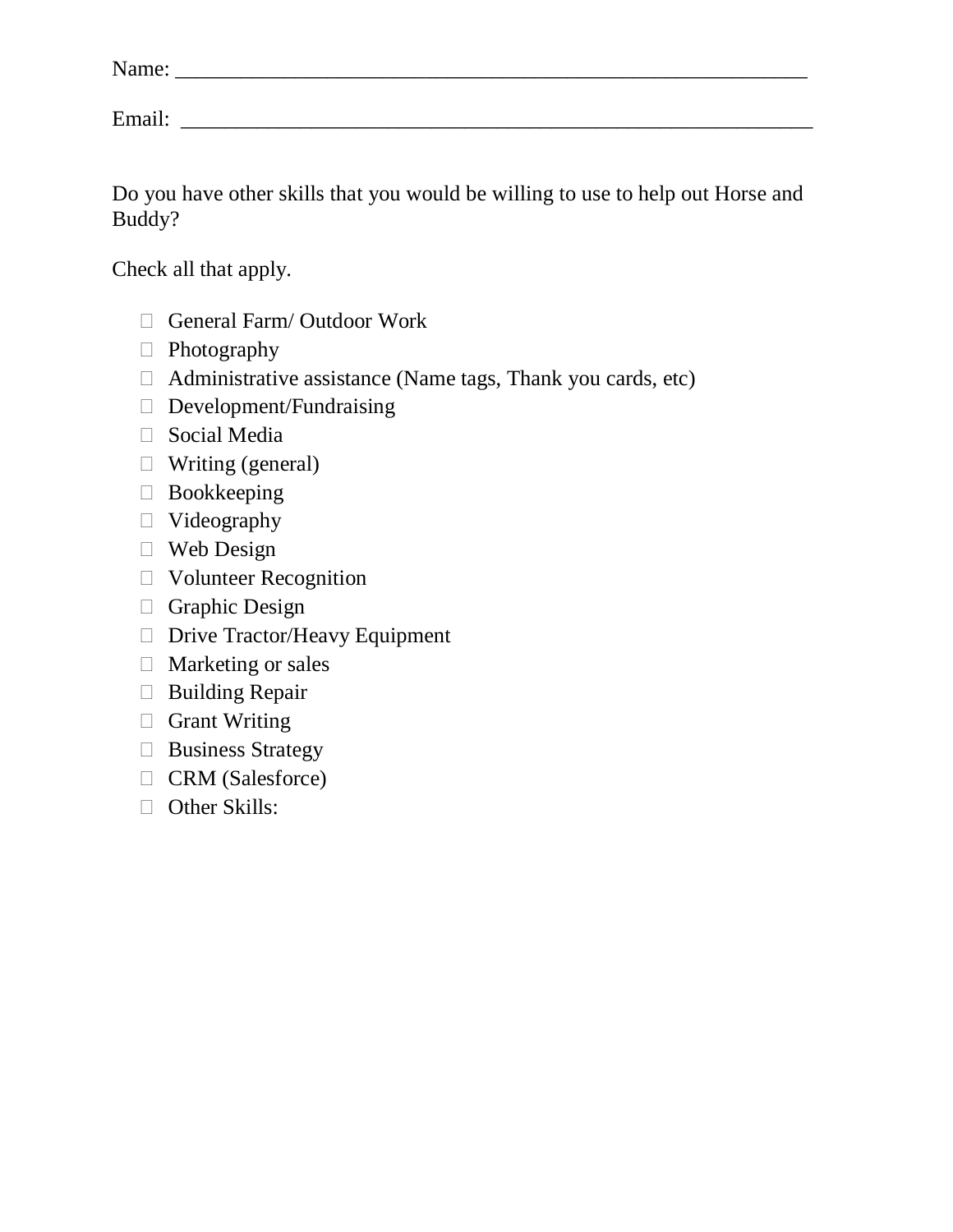Name: ____________________________________________________________

Email: ____________________________________________________________

Do you have other skills that you would be willing to use to help out Horse and Buddy?

Check all that apply.

- [ ] General Farm/ Outdoor Work
- [ ] Photography
- [ ] Administrative assistance (Name tags, Thank you cards, etc)
- [ ] Development/Fundraising
- [ ] Social Media
- [ ] Writing (general)
- [ ] Bookkeeping
- [ ] Videography
- [ ] Web Design
- [ ] Volunteer Recognition
- [ ] Graphic Design
- [ ] Drive Tractor/Heavy Equipment
- [ ] Marketing or sales
- [ ] Building Repair
- [ ] Grant Writing
- [ ] Business Strategy
- [ ] CRM (Salesforce)
- [ ] Other Skills: